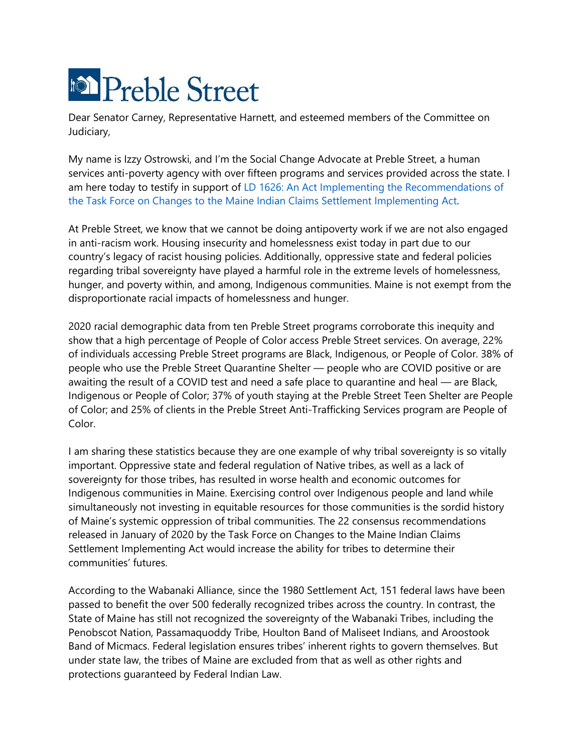# Preble Street

Dear Senator Carney, Representative Harnett, and esteemed members of the Committee on Judiciary,

My name is Izzy Ostrowski, and I'm the Social Change Advocate at Preble Street, a human services anti-poverty agency with over fifteen programs and services provided across the state. I am here today to testify in support of LD 1626: An Act Implementing the Recommendations of the Task Force on Changes to the Maine Indian Claims Settlement Implementing Act.

At Preble Street, we know that we cannot be doing antipoverty work if we are not also engaged in anti-racism work. Housing insecurity and homelessness exist today in part due to our country's legacy of racist housing policies. Additionally, oppressive state and federal policies regarding tribal sovereignty have played a harmful role in the extreme levels of homelessness, hunger, and poverty within, and among, Indigenous communities. Maine is not exempt from the disproportionate racial impacts of homelessness and hunger.

2020 racial demographic data from ten Preble Street programs corroborate this inequity and show that a high percentage of People of Color access Preble Street services. On average, 22% of individuals accessing Preble Street programs are Black, Indigenous, or People of Color. 38% of people who use the Preble Street Quarantine Shelter — people who are COVID positive or are awaiting the result of a COVID test and need a safe place to quarantine and heal — are Black, Indigenous or People of Color; 37% of youth staying at the Preble Street Teen Shelter are People of Color; and 25% of clients in the Preble Street Anti-Trafficking Services program are People of Color.

I am sharing these statistics because they are one example of why tribal sovereignty is so vitally important. Oppressive state and federal regulation of Native tribes, as well as a lack of sovereignty for those tribes, has resulted in worse health and economic outcomes for Indigenous communities in Maine. Exercising control over Indigenous people and land while simultaneously not investing in equitable resources for those communities is the sordid history of Maine's systemic oppression of tribal communities. The 22 consensus recommendations released in January of 2020 by the Task Force on Changes to the Maine Indian Claims Settlement Implementing Act would increase the ability for tribes to determine their communities' futures.

According to the Wabanaki Alliance, since the 1980 Settlement Act, 151 federal laws have been passed to benefit the over 500 federally recognized tribes across the country. In contrast, the State of Maine has still not recognized the sovereignty of the Wabanaki Tribes, including the Penobscot Nation, Passamaquoddy Tribe, Houlton Band of Maliseet Indians, and Aroostook Band of Micmacs. Federal legislation ensures tribes' inherent rights to govern themselves. But under state law, the tribes of Maine are excluded from that as well as other rights and protections guaranteed by Federal Indian Law.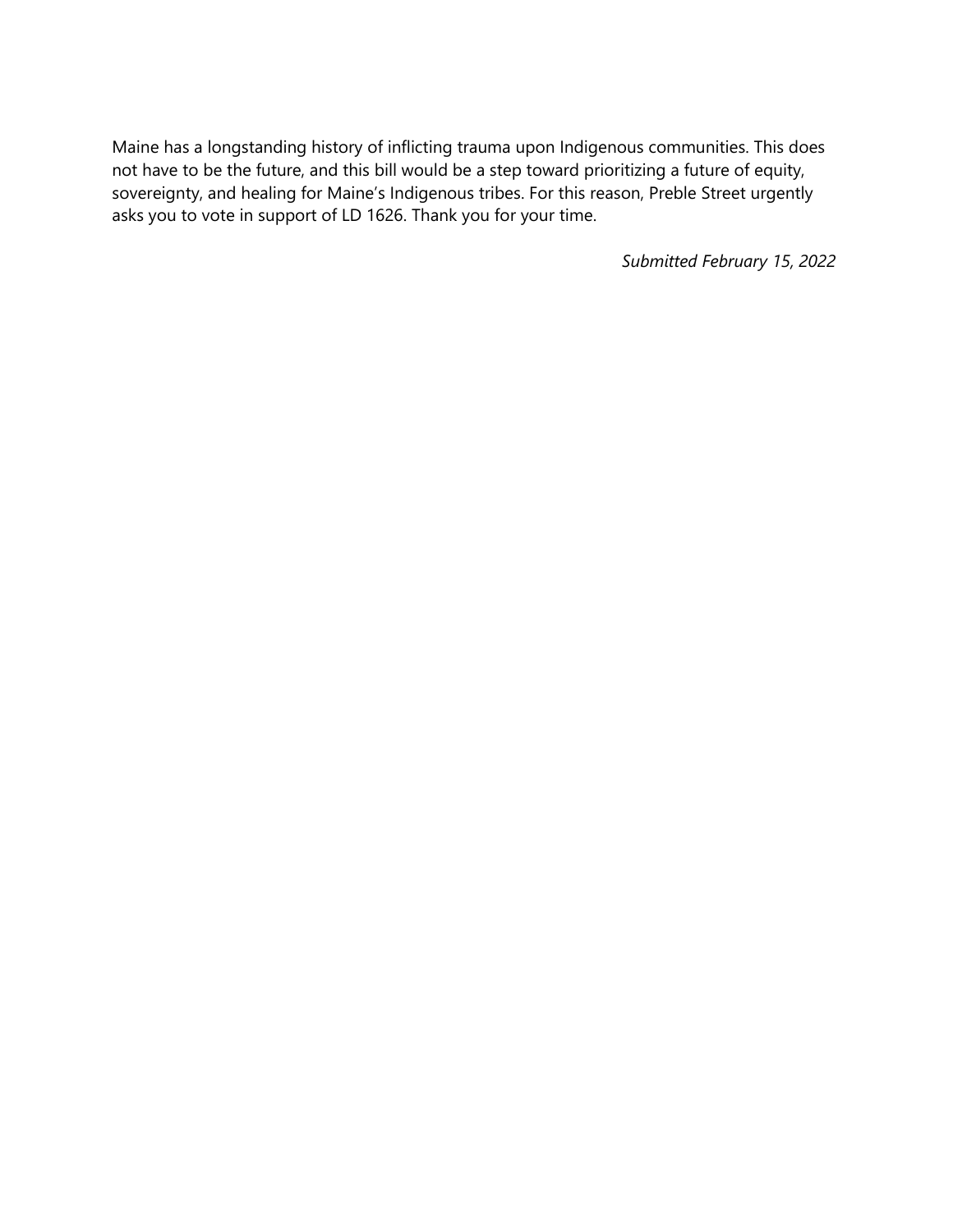Maine has a longstanding history of inflicting trauma upon Indigenous communities. This does not have to be the future, and this bill would be a step toward prioritizing a future of equity, sovereignty, and healing for Maine's Indigenous tribes. For this reason, Preble Street urgently asks you to vote in support of LD 1626. Thank you for your time.

*Submitted February 15, 2022*